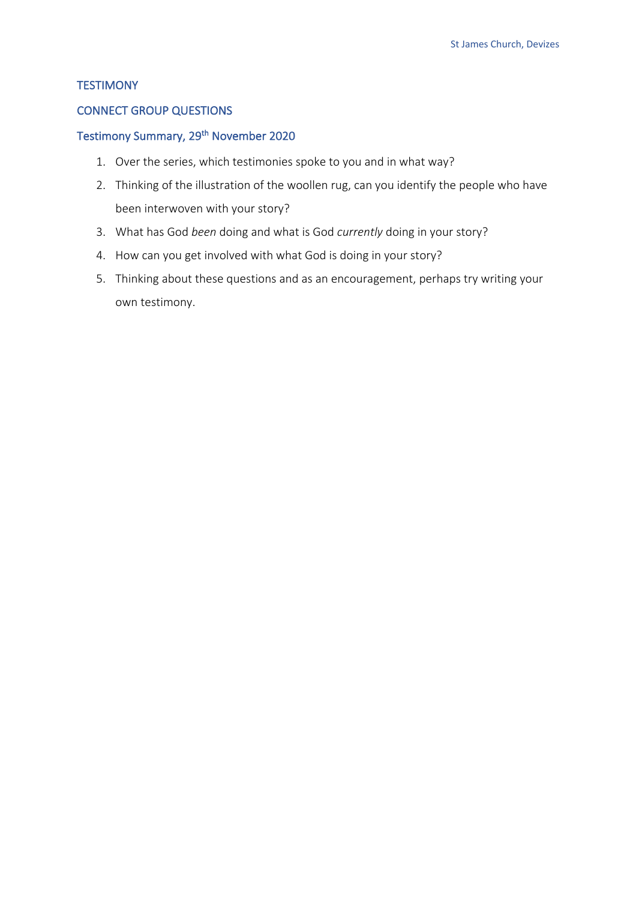# TESTIMONY

## CONNECT GROUP QUESTIONS

### Testimony Summary, 29th November 2020

1. Over the series, which testimonies spoke to you and in what way?
2. Thinking of the illustration of the woollen rug, can you identify the people who have been interwoven with your story?
3. What has God *been* doing and what is God *currently* doing in your story?
4. How can you get involved with what God is doing in your story?
5. Thinking about these questions and as an encouragement, perhaps try writing your own testimony.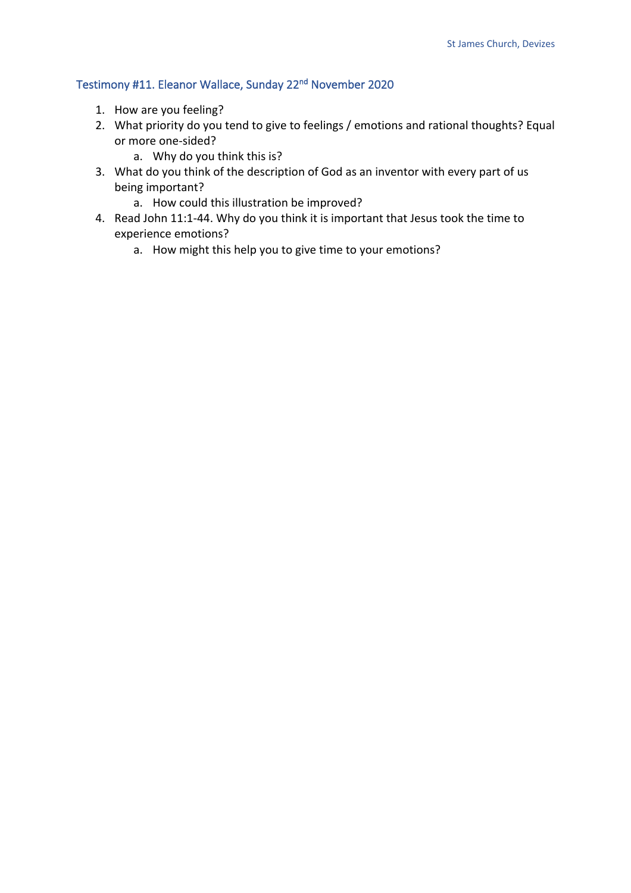## Testimony #11. Eleanor Wallace, Sunday 22nd November 2020

1. How are you feeling?
2. What priority do you tend to give to feelings / emotions and rational thoughts? Equal or more one-sided?
    a. Why do you think this is?
3. What do you think of the description of God as an inventor with every part of us being important?
    a. How could this illustration be improved?
4. Read John 11:1-44. Why do you think it is important that Jesus took the time to experience emotions?
    a. How might this help you to give time to your emotions?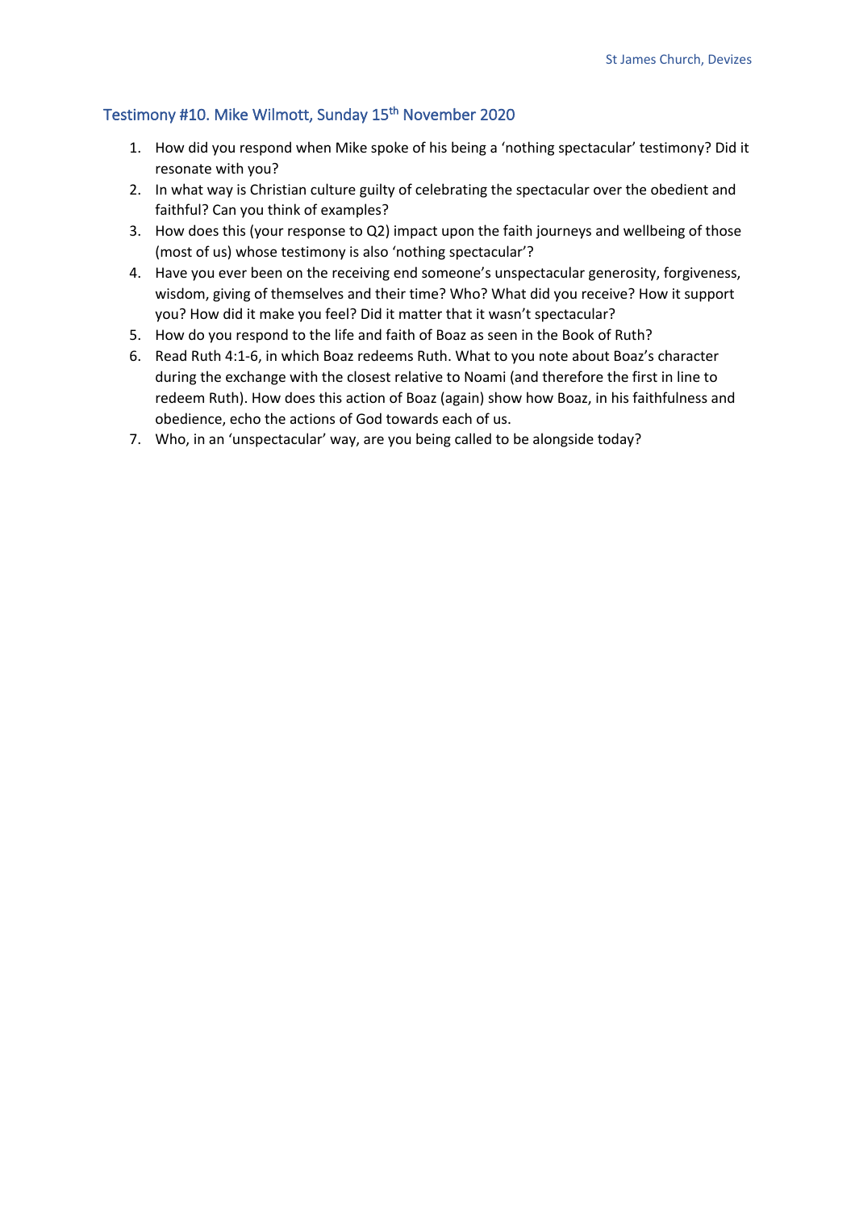## Testimony #10. Mike Wilmott, Sunday 15th November 2020

1. How did you respond when Mike spoke of his being a ‘nothing spectacular’ testimony? Did it resonate with you?
2. In what way is Christian culture guilty of celebrating the spectacular over the obedient and faithful? Can you think of examples?
3. How does this (your response to Q2) impact upon the faith journeys and wellbeing of those (most of us) whose testimony is also ‘nothing spectacular’?
4. Have you ever been on the receiving end someone’s unspectacular generosity, forgiveness, wisdom, giving of themselves and their time? Who? What did you receive? How it support you? How did it make you feel? Did it matter that it wasn’t spectacular?
5. How do you respond to the life and faith of Boaz as seen in the Book of Ruth?
6. Read Ruth 4:1-6, in which Boaz redeems Ruth. What to you note about Boaz’s character during the exchange with the closest relative to Noami (and therefore the first in line to redeem Ruth). How does this action of Boaz (again) show how Boaz, in his faithfulness and obedience, echo the actions of God towards each of us.
7. Who, in an ‘unspectacular’ way, are you being called to be alongside today?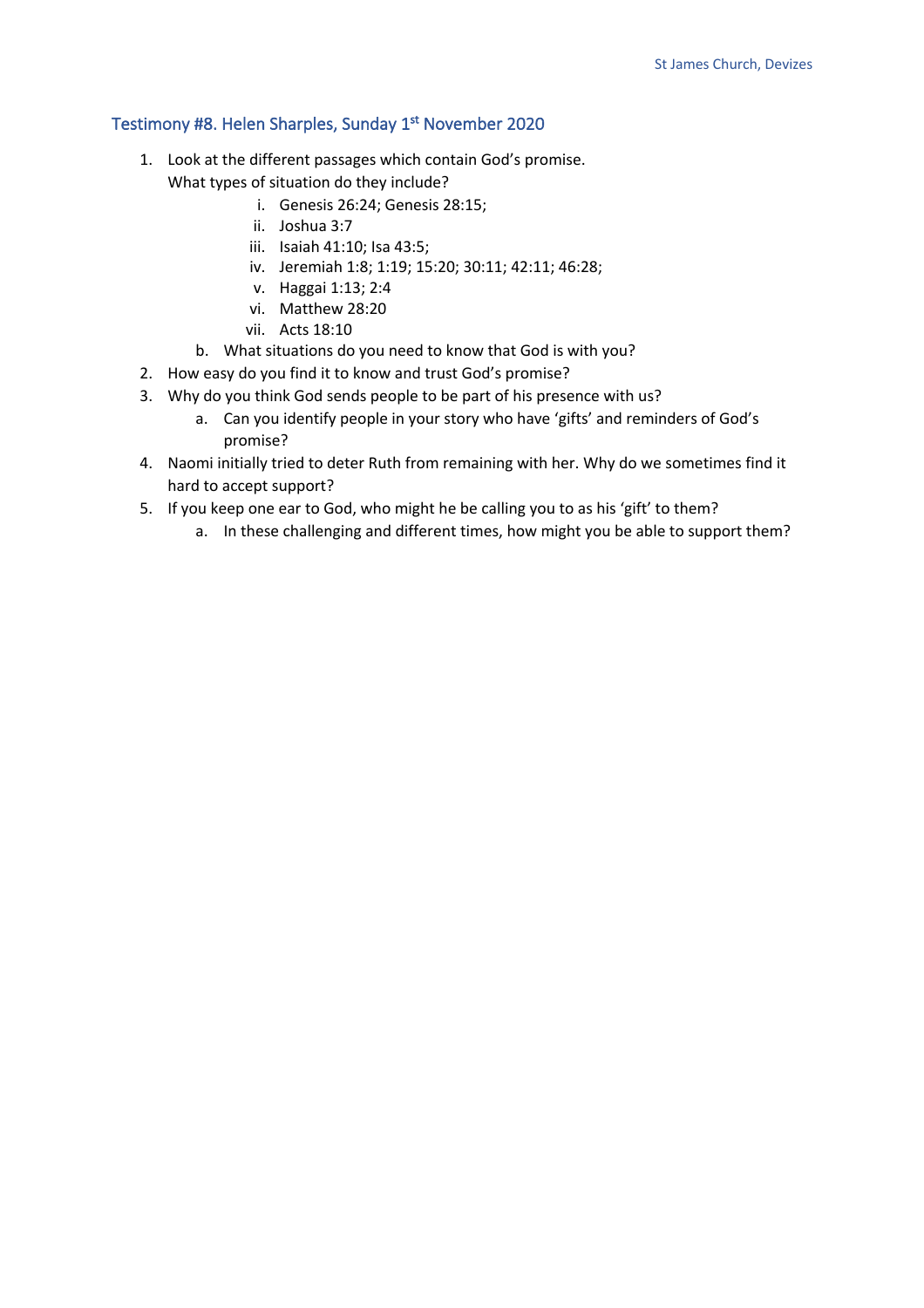## Testimony #8. Helen Sharples, Sunday 1st November 2020

1. Look at the different passages which contain God's promise.
   What types of situation do they include?
      i. Genesis 26:24; Genesis 28:15;
      ii. Joshua 3:7
      iii. Isaiah 41:10; Isa 43:5;
      iv. Jeremiah 1:8; 1:19; 15:20; 30:11; 42:11; 46:28;
      v. Haggai 1:13; 2:4
      vi. Matthew 28:20
      vii. Acts 18:10

   b. What situations do you need to know that God is with you?
2. How easy do you find it to know and trust God's promise?
3. Why do you think God sends people to be part of his presence with us?
   a. Can you identify people in your story who have 'gifts' and reminders of God's promise?
4. Naomi initially tried to deter Ruth from remaining with her. Why do we sometimes find it hard to accept support?
5. If you keep one ear to God, who might he be calling you to as his 'gift' to them?
   a. In these challenging and different times, how might you be able to support them?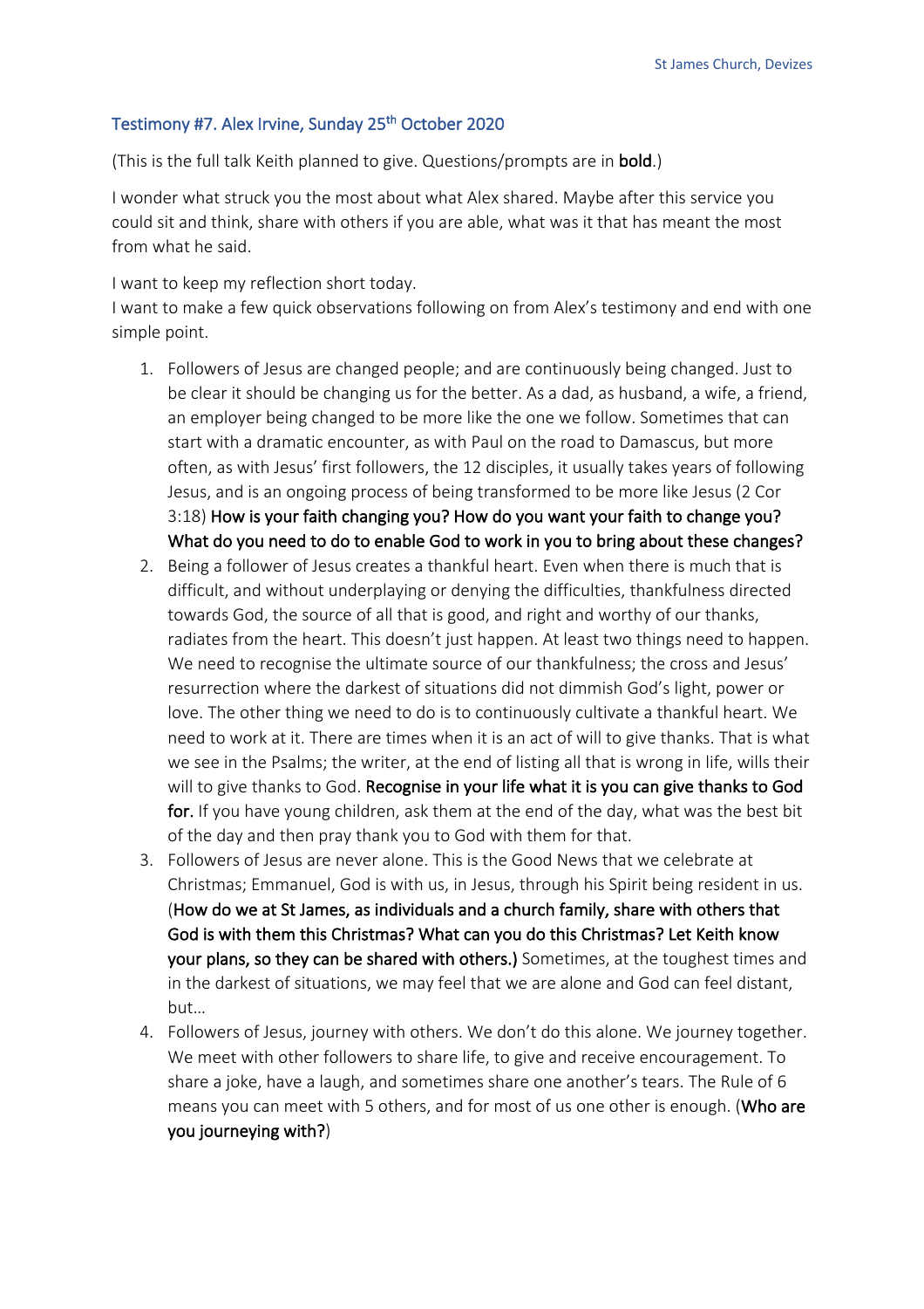## Testimony #7. Alex Irvine, Sunday 25th October 2020

(This is the full talk Keith planned to give. Questions/prompts are in **bold**.)

I wonder what struck you the most about what Alex shared. Maybe after this service you could sit and think, share with others if you are able, what was it that has meant the most from what he said.

I want to keep my reflection short today.
I want to make a few quick observations following on from Alex's testimony and end with one simple point.

1. Followers of Jesus are changed people; and are continuously being changed. Just to be clear it should be changing us for the better. As a dad, as husband, a wife, a friend, an employer being changed to be more like the one we follow. Sometimes that can start with a dramatic encounter, as with Paul on the road to Damascus, but more often, as with Jesus' first followers, the 12 disciples, it usually takes years of following Jesus, and is an ongoing process of being transformed to be more like Jesus (2 Cor 3:18) **How is your faith changing you? How do you want your faith to change you? What do you need to do to enable God to work in you to bring about these changes?**
2. Being a follower of Jesus creates a thankful heart. Even when there is much that is difficult, and without underplaying or denying the difficulties, thankfulness directed towards God, the source of all that is good, and right and worthy of our thanks, radiates from the heart. This doesn't just happen. At least two things need to happen. We need to recognise the ultimate source of our thankfulness; the cross and Jesus' resurrection where the darkest of situations did not dimmish God's light, power or love. The other thing we need to do is to continuously cultivate a thankful heart. We need to work at it. There are times when it is an act of will to give thanks. That is what we see in the Psalms; the writer, at the end of listing all that is wrong in life, wills their will to give thanks to God. **Recognise in your life what it is you can give thanks to God for.** If you have young children, ask them at the end of the day, what was the best bit of the day and then pray thank you to God with them for that.
3. Followers of Jesus are never alone. This is the Good News that we celebrate at Christmas; Emmanuel, God is with us, in Jesus, through his Spirit being resident in us. (**How do we at St James, as individuals and a church family, share with others that God is with them this Christmas? What can you do this Christmas? Let Keith know your plans, so they can be shared with others.**) Sometimes, at the toughest times and in the darkest of situations, we may feel that we are alone and God can feel distant, but…
4. Followers of Jesus, journey with others. We don't do this alone. We journey together. We meet with other followers to share life, to give and receive encouragement. To share a joke, have a laugh, and sometimes share one another's tears. The Rule of 6 means you can meet with 5 others, and for most of us one other is enough. (**Who are you journeying with?**)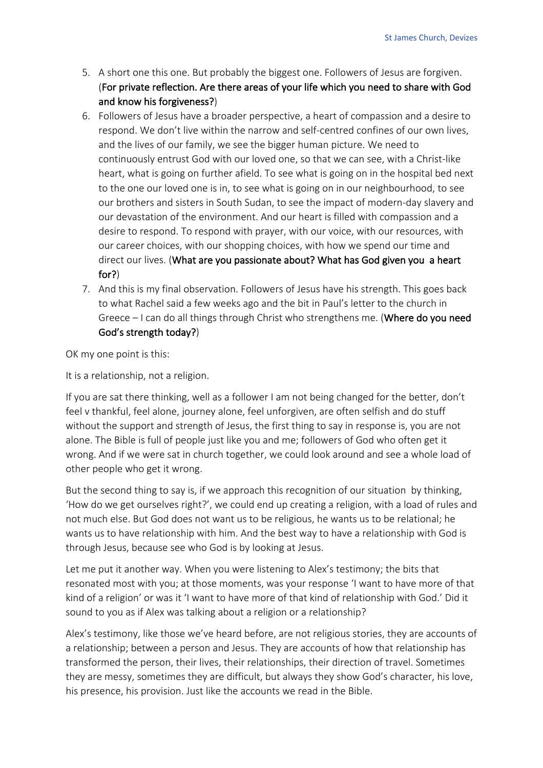5. A short one this one. But probably the biggest one. Followers of Jesus are forgiven. (**For private reflection. Are there areas of your life which you need to share with God and know his forgiveness?**)
6. Followers of Jesus have a broader perspective, a heart of compassion and a desire to respond. We don't live within the narrow and self-centred confines of our own lives, and the lives of our family, we see the bigger human picture. We need to continuously entrust God with our loved one, so that we can see, with a Christ-like heart, what is going on further afield. To see what is going on in the hospital bed next to the one our loved one is in, to see what is going on in our neighbourhood, to see our brothers and sisters in South Sudan, to see the impact of modern-day slavery and our devastation of the environment. And our heart is filled with compassion and a desire to respond. To respond with prayer, with our voice, with our resources, with our career choices, with our shopping choices, with how we spend our time and direct our lives. (**What are you passionate about? What has God given you a heart for?**)
7. And this is my final observation. Followers of Jesus have his strength. This goes back to what Rachel said a few weeks ago and the bit in Paul's letter to the church in Greece – I can do all things through Christ who strengthens me. (**Where do you need God's strength today?**)

OK my one point is this:

It is a relationship, not a religion.

If you are sat there thinking, well as a follower I am not being changed for the better, don't feel v thankful, feel alone, journey alone, feel unforgiven, are often selfish and do stuff without the support and strength of Jesus, the first thing to say in response is, you are not alone. The Bible is full of people just like you and me; followers of God who often get it wrong. And if we were sat in church together, we could look around and see a whole load of other people who get it wrong.

But the second thing to say is, if we approach this recognition of our situation by thinking, 'How do we get ourselves right?', we could end up creating a religion, with a load of rules and not much else. But God does not want us to be religious, he wants us to be relational; he wants us to have relationship with him. And the best way to have a relationship with God is through Jesus, because see who God is by looking at Jesus.

Let me put it another way. When you were listening to Alex's testimony; the bits that resonated most with you; at those moments, was your response 'I want to have more of that kind of a religion' or was it 'I want to have more of that kind of relationship with God.' Did it sound to you as if Alex was talking about a religion or a relationship?

Alex's testimony, like those we've heard before, are not religious stories, they are accounts of a relationship; between a person and Jesus. They are accounts of how that relationship has transformed the person, their lives, their relationships, their direction of travel. Sometimes they are messy, sometimes they are difficult, but always they show God's character, his love, his presence, his provision. Just like the accounts we read in the Bible.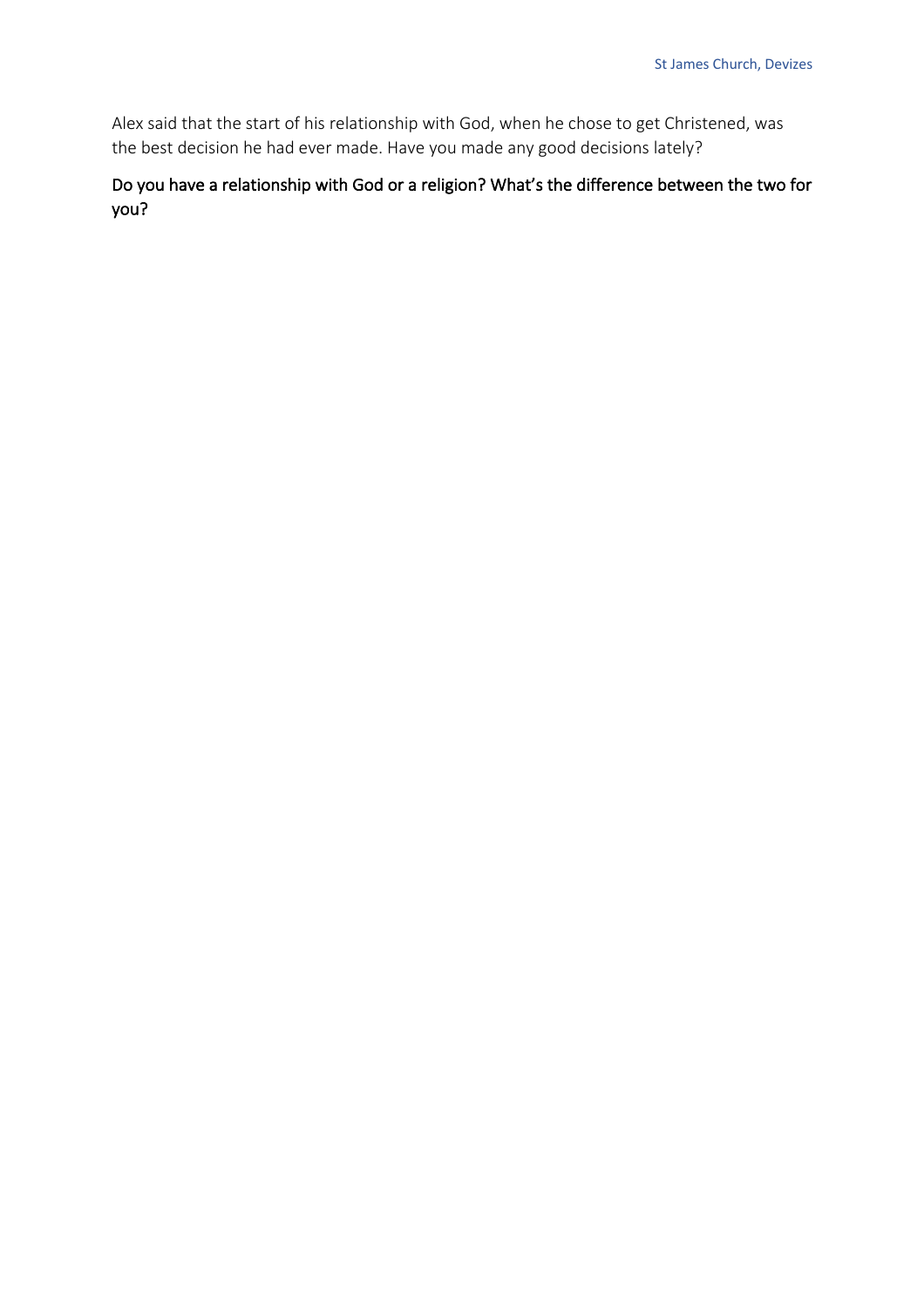Alex said that the start of his relationship with God, when he chose to get Christened, was the best decision he had ever made. Have you made any good decisions lately?

Do you have a relationship with God or a religion? What's the difference between the two for you?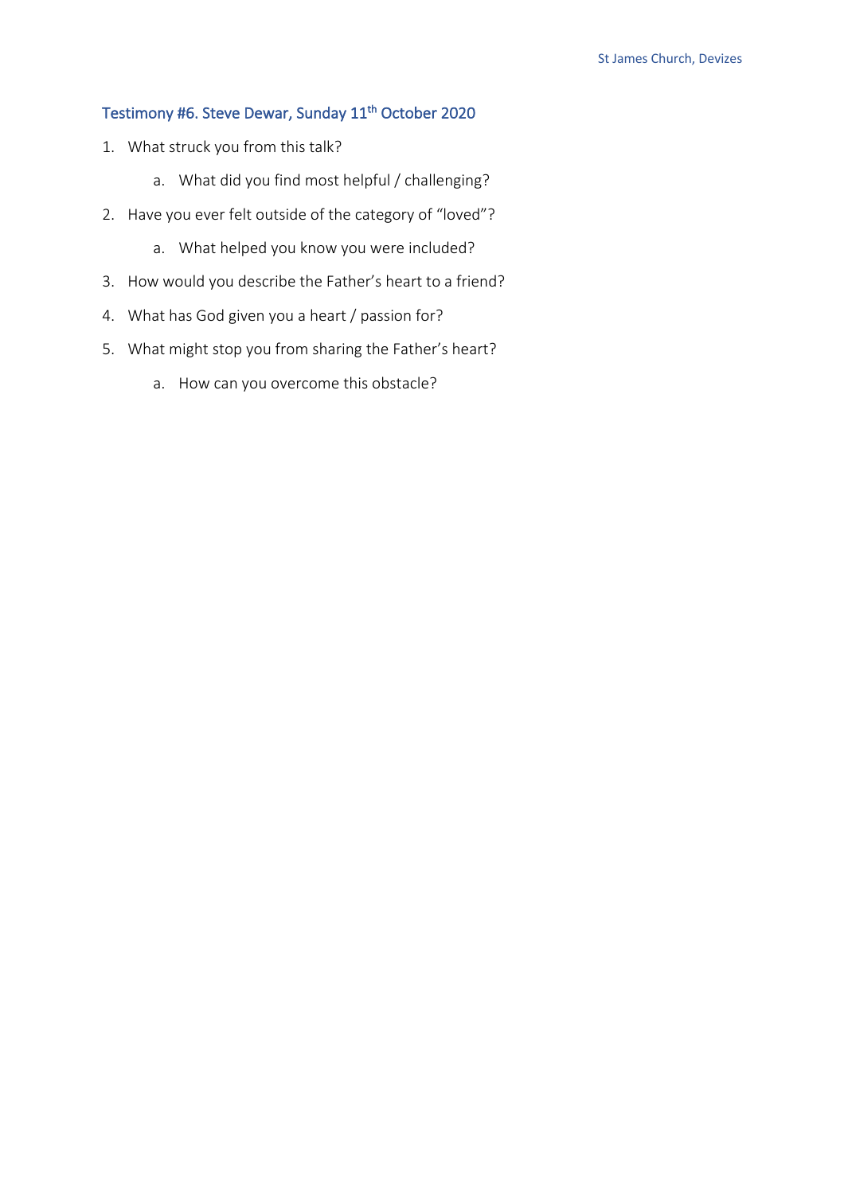## Testimony #6. Steve Dewar, Sunday 11th October 2020

1. What struck you from this talk?
    a. What did you find most helpful / challenging?
2. Have you ever felt outside of the category of "loved"?
    a. What helped you know you were included?
3. How would you describe the Father's heart to a friend?
4. What has God given you a heart / passion for?
5. What might stop you from sharing the Father's heart?
    a. How can you overcome this obstacle?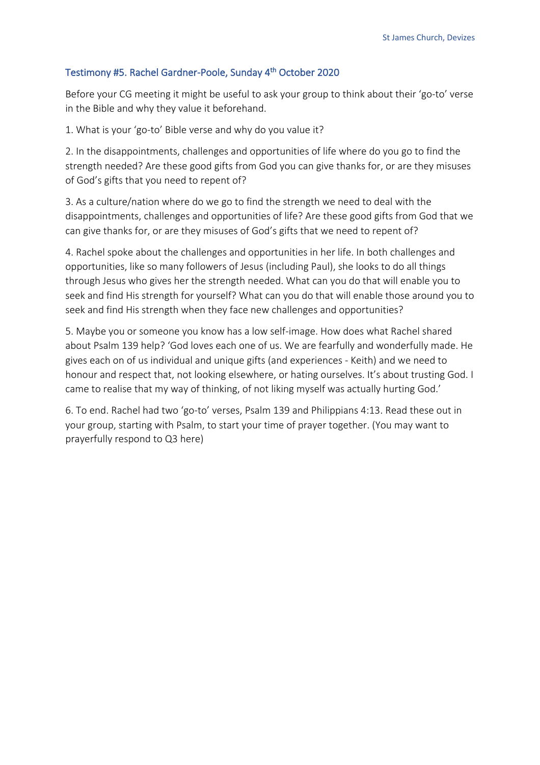## Testimony #5. Rachel Gardner-Poole, Sunday 4th October 2020

Before your CG meeting it might be useful to ask your group to think about their 'go-to' verse in the Bible and why they value it beforehand.

1. What is your 'go-to' Bible verse and why do you value it?

2. In the disappointments, challenges and opportunities of life where do you go to find the strength needed? Are these good gifts from God you can give thanks for, or are they misuses of God's gifts that you need to repent of?

3. As a culture/nation where do we go to find the strength we need to deal with the disappointments, challenges and opportunities of life? Are these good gifts from God that we can give thanks for, or are they misuses of God's gifts that we need to repent of?

4. Rachel spoke about the challenges and opportunities in her life. In both challenges and opportunities, like so many followers of Jesus (including Paul), she looks to do all things through Jesus who gives her the strength needed. What can you do that will enable you to seek and find His strength for yourself? What can you do that will enable those around you to seek and find His strength when they face new challenges and opportunities?

5. Maybe you or someone you know has a low self-image. How does what Rachel shared about Psalm 139 help? 'God loves each one of us. We are fearfully and wonderfully made. He gives each on of us individual and unique gifts (and experiences - Keith) and we need to honour and respect that, not looking elsewhere, or hating ourselves. It's about trusting God. I came to realise that my way of thinking, of not liking myself was actually hurting God.'

6. To end. Rachel had two 'go-to' verses, Psalm 139 and Philippians 4:13. Read these out in your group, starting with Psalm, to start your time of prayer together. (You may want to prayerfully respond to Q3 here)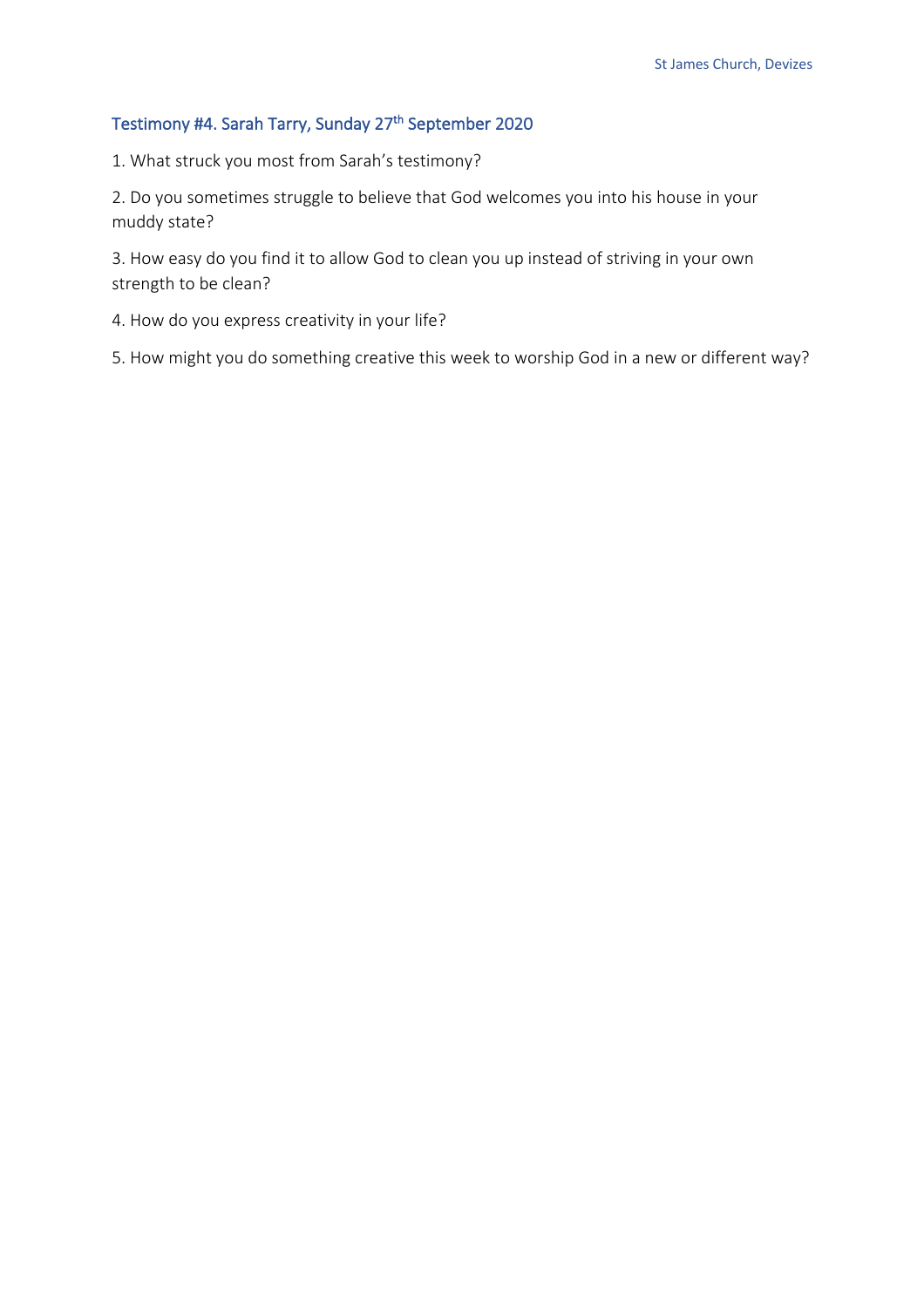## Testimony #4. Sarah Tarry, Sunday 27th September 2020

1. What struck you most from Sarah's testimony?

2. Do you sometimes struggle to believe that God welcomes you into his house in your muddy state?

3. How easy do you find it to allow God to clean you up instead of striving in your own strength to be clean?

4. How do you express creativity in your life?

5. How might you do something creative this week to worship God in a new or different way?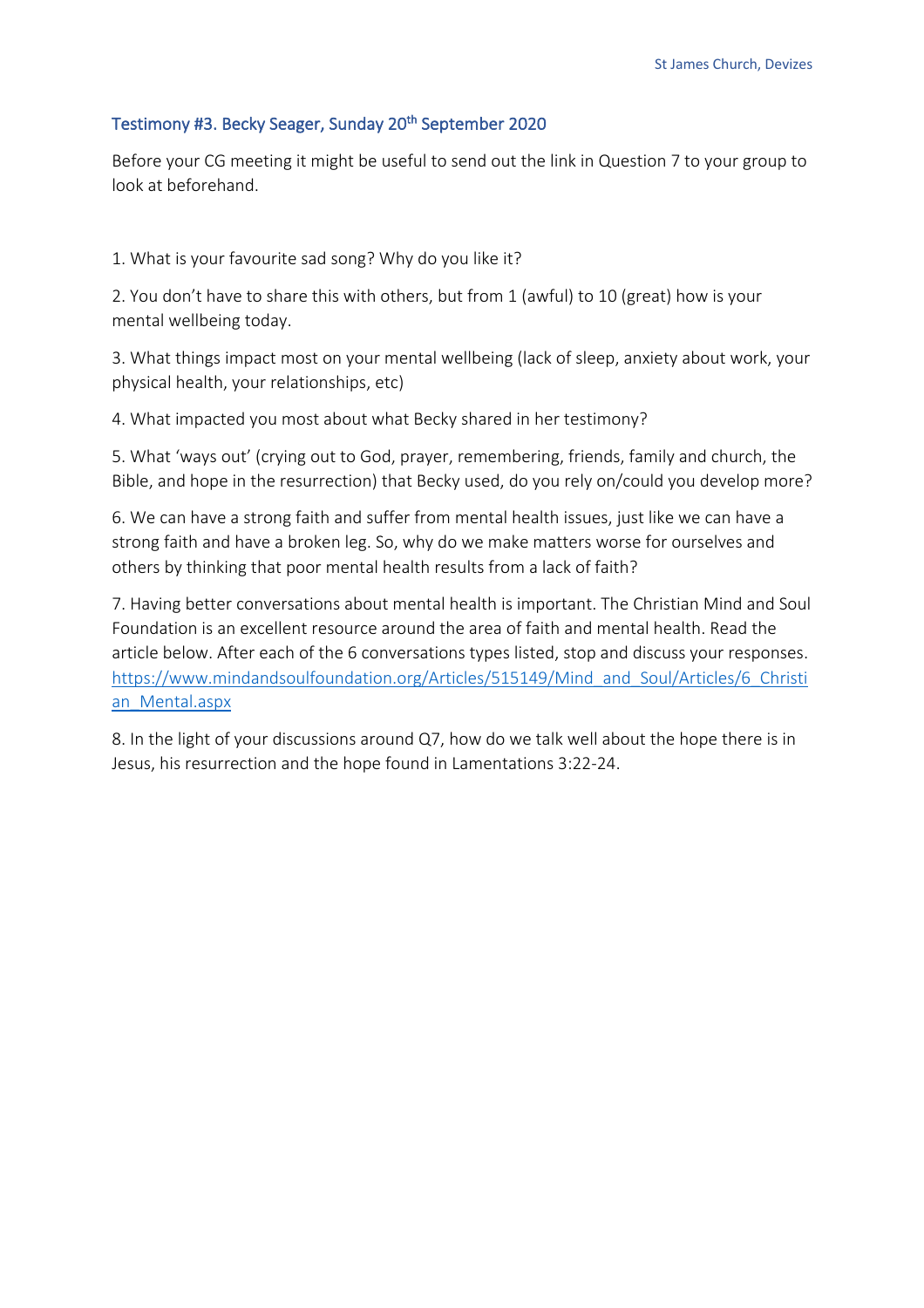## Testimony #3. Becky Seager, Sunday 20th September 2020

Before your CG meeting it might be useful to send out the link in Question 7 to your group to look at beforehand.

1. What is your favourite sad song? Why do you like it?

2. You don't have to share this with others, but from 1 (awful) to 10 (great) how is your mental wellbeing today.

3. What things impact most on your mental wellbeing (lack of sleep, anxiety about work, your physical health, your relationships, etc)

4. What impacted you most about what Becky shared in her testimony?

5. What 'ways out' (crying out to God, prayer, remembering, friends, family and church, the Bible, and hope in the resurrection) that Becky used, do you rely on/could you develop more?

6. We can have a strong faith and suffer from mental health issues, just like we can have a strong faith and have a broken leg. So, why do we make matters worse for ourselves and others by thinking that poor mental health results from a lack of faith?

7. Having better conversations about mental health is important. The Christian Mind and Soul Foundation is an excellent resource around the area of faith and mental health. Read the article below. After each of the 6 conversations types listed, stop and discuss your responses. https://www.mindandsoulfoundation.org/Articles/515149/Mind_and_Soul/Articles/6_Christian_Mental.aspx

8. In the light of your discussions around Q7, how do we talk well about the hope there is in Jesus, his resurrection and the hope found in Lamentations 3:22-24.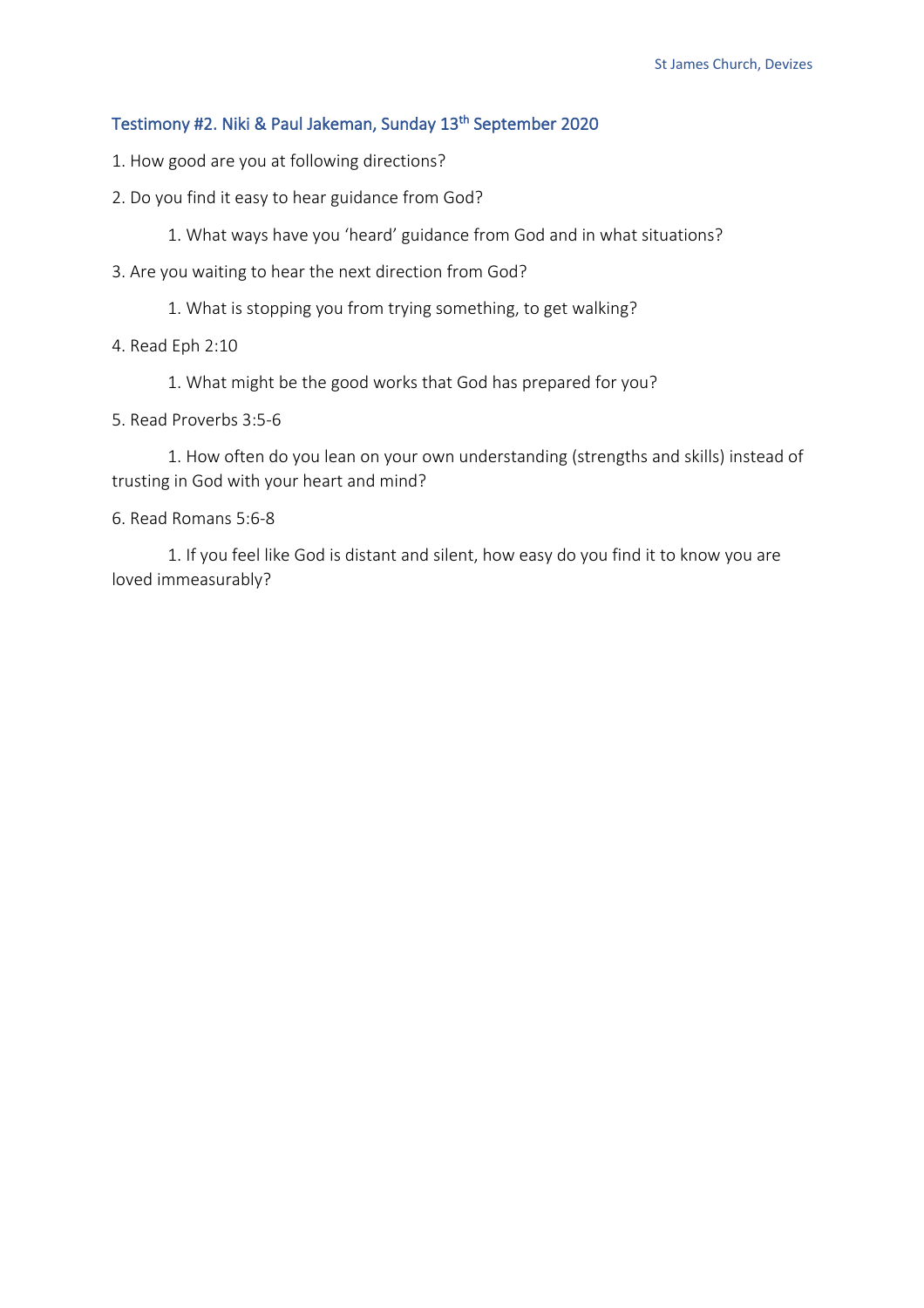## Testimony #2. Niki & Paul Jakeman, Sunday 13th September 2020

1. How good are you at following directions?

2. Do you find it easy to hear guidance from God?

    1. What ways have you 'heard' guidance from God and in what situations?

3. Are you waiting to hear the next direction from God?

    1. What is stopping you from trying something, to get walking?

4. Read Eph 2:10

    1. What might be the good works that God has prepared for you?

5. Read Proverbs 3:5-6

    1. How often do you lean on your own understanding (strengths and skills) instead of trusting in God with your heart and mind?

6. Read Romans 5:6-8

    1. If you feel like God is distant and silent, how easy do you find it to know you are loved immeasurably?